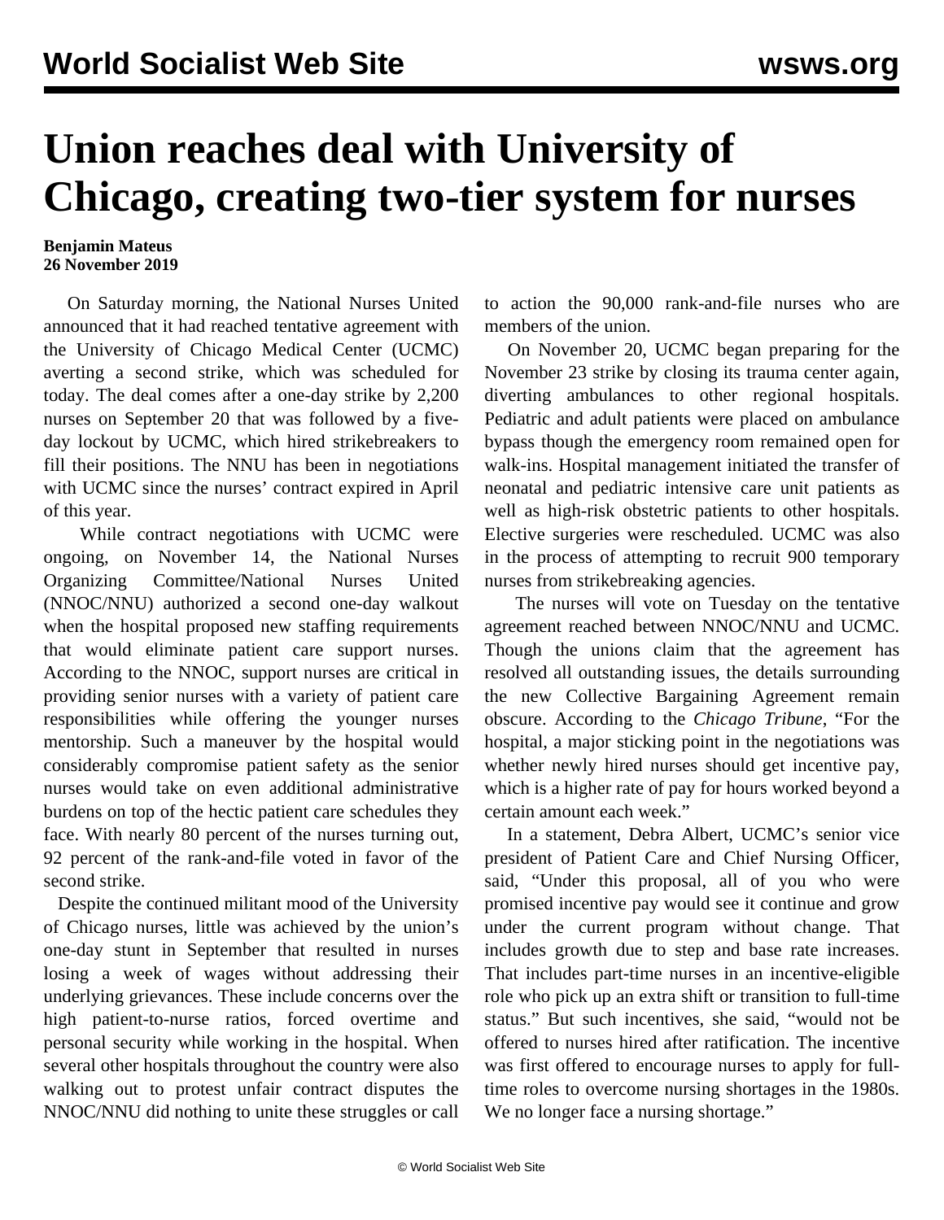# Union reaches deal with University of Chicago, creating two-tier system for nurses

**Benjamin Mateus**
**26 November 2019**

On Saturday morning, the National Nurses United announced that it had reached tentative agreement with the University of Chicago Medical Center (UCMC) averting a second strike, which was scheduled for today. The deal comes after a one-day strike by 2,200 nurses on September 20 that was followed by a five-day lockout by UCMC, which hired strikebreakers to fill their positions. The NNU has been in negotiations with UCMC since the nurses' contract expired in April of this year.

While contract negotiations with UCMC were ongoing, on November 14, the National Nurses Organizing Committee/National Nurses United (NNOC/NNU) authorized a second one-day walkout when the hospital proposed new staffing requirements that would eliminate patient care support nurses. According to the NNOC, support nurses are critical in providing senior nurses with a variety of patient care responsibilities while offering the younger nurses mentorship. Such a maneuver by the hospital would considerably compromise patient safety as the senior nurses would take on even additional administrative burdens on top of the hectic patient care schedules they face. With nearly 80 percent of the nurses turning out, 92 percent of the rank-and-file voted in favor of the second strike.

Despite the continued militant mood of the University of Chicago nurses, little was achieved by the union's one-day stunt in September that resulted in nurses losing a week of wages without addressing their underlying grievances. These include concerns over the high patient-to-nurse ratios, forced overtime and personal security while working in the hospital. When several other hospitals throughout the country were also walking out to protest unfair contract disputes the NNOC/NNU did nothing to unite these struggles or call to action the 90,000 rank-and-file nurses who are members of the union.

On November 20, UCMC began preparing for the November 23 strike by closing its trauma center again, diverting ambulances to other regional hospitals. Pediatric and adult patients were placed on ambulance bypass though the emergency room remained open for walk-ins. Hospital management initiated the transfer of neonatal and pediatric intensive care unit patients as well as high-risk obstetric patients to other hospitals. Elective surgeries were rescheduled. UCMC was also in the process of attempting to recruit 900 temporary nurses from strikebreaking agencies.

The nurses will vote on Tuesday on the tentative agreement reached between NNOC/NNU and UCMC. Though the unions claim that the agreement has resolved all outstanding issues, the details surrounding the new Collective Bargaining Agreement remain obscure. According to the *Chicago Tribune*, "For the hospital, a major sticking point in the negotiations was whether newly hired nurses should get incentive pay, which is a higher rate of pay for hours worked beyond a certain amount each week."

In a statement, Debra Albert, UCMC's senior vice president of Patient Care and Chief Nursing Officer, said, "Under this proposal, all of you who were promised incentive pay would see it continue and grow under the current program without change. That includes growth due to step and base rate increases. That includes part-time nurses in an incentive-eligible role who pick up an extra shift or transition to full-time status." But such incentives, she said, "would not be offered to nurses hired after ratification. The incentive was first offered to encourage nurses to apply for full-time roles to overcome nursing shortages in the 1980s. We no longer face a nursing shortage."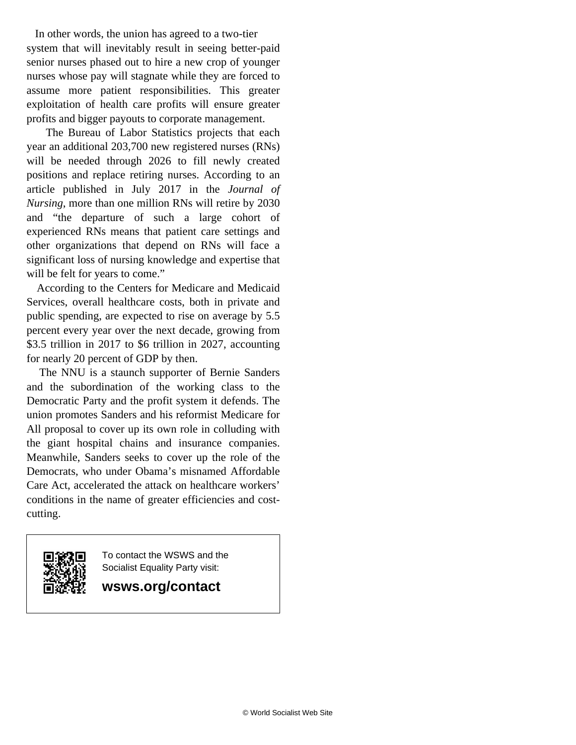In other words, the union has agreed to a two-tier system that will inevitably result in seeing better-paid senior nurses phased out to hire a new crop of younger nurses whose pay will stagnate while they are forced to assume more patient responsibilities. This greater exploitation of health care profits will ensure greater profits and bigger payouts to corporate management.

The Bureau of Labor Statistics projects that each year an additional 203,700 new registered nurses (RNs) will be needed through 2026 to fill newly created positions and replace retiring nurses. According to an article published in July 2017 in the *Journal of Nursing*, more than one million RNs will retire by 2030 and "the departure of such a large cohort of experienced RNs means that patient care settings and other organizations that depend on RNs will face a significant loss of nursing knowledge and expertise that will be felt for years to come."

According to the Centers for Medicare and Medicaid Services, overall healthcare costs, both in private and public spending, are expected to rise on average by 5.5 percent every year over the next decade, growing from $3.5 trillion in 2017 to $6 trillion in 2027, accounting for nearly 20 percent of GDP by then.

The NNU is a staunch supporter of Bernie Sanders and the subordination of the working class to the Democratic Party and the profit system it defends. The union promotes Sanders and his reformist Medicare for All proposal to cover up its own role in colluding with the giant hospital chains and insurance companies. Meanwhile, Sanders seeks to cover up the role of the Democrats, who under Obama's misnamed Affordable Care Act, accelerated the attack on healthcare workers' conditions in the name of greater efficiencies and cost-cutting.

To contact the WSWS and the Socialist Equality Party visit:

**wsws.org/contact**